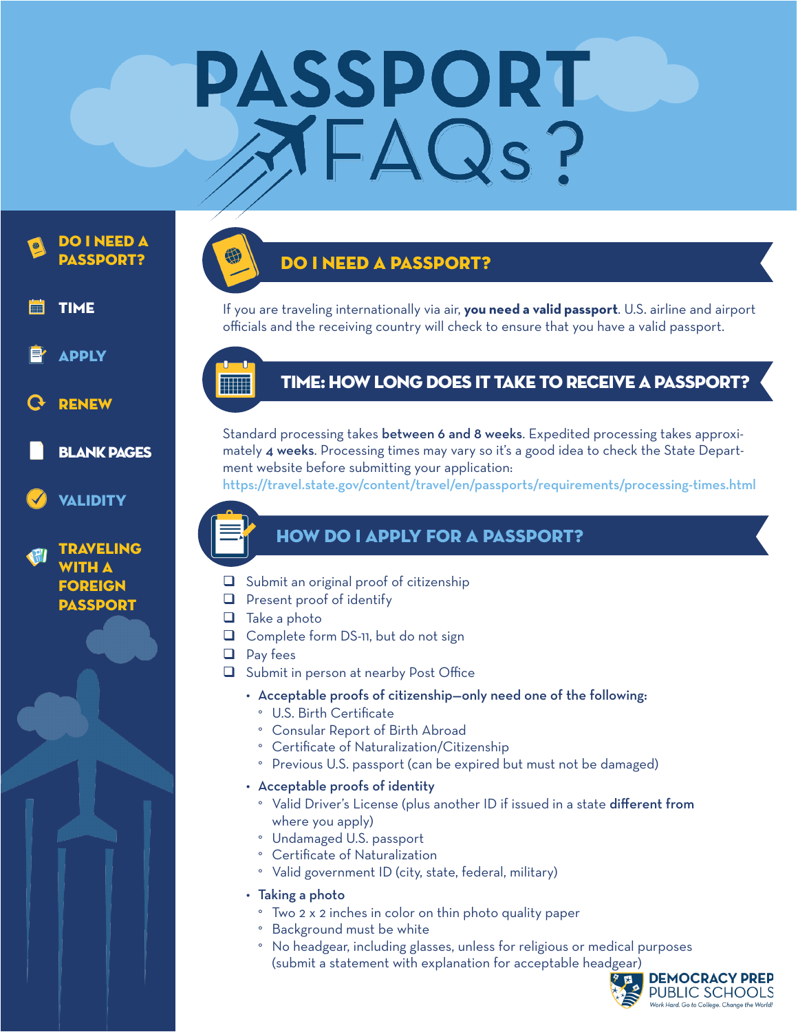# PASSPORT FAQs?

- DO I NEED A PASSPORT?
- TIME
- APPLY
- RENEW
- BLANK PAGES
- VALIDITY
- TRAVELING WITH A FOREIGN PASSPORT

## DO I NEED A PASSPORT?

If you are traveling internationally via air, **you need a valid passport**. U.S. airline and airport officials and the receiving country will check to ensure that you have a valid passport.

## TIME: HOW LONG DOES IT TAKE TO RECEIVE A PASSPORT?

Standard processing takes **between 6 and 8 weeks**. Expedited processing takes approximately **4 weeks**. Processing times may vary so it's a good idea to check the State Department website before submitting your application:
https://travel.state.gov/content/travel/en/passports/requirements/processing-times.html

## HOW DO I APPLY FOR A PASSPORT?

- ❑ Submit an original proof of citizenship
- ❑ Present proof of identify
- ❑ Take a photo
- ❑ Complete form DS-11, but do not sign
- ❑ Pay fees
- ❑ Submit in person at nearby Post Office

- Acceptable proofs of citizenship—only need one of the following:
  - U.S. Birth Certificate
  - Consular Report of Birth Abroad
  - Certificate of Naturalization/Citizenship
  - Previous U.S. passport (can be expired but must not be damaged)
- Acceptable proofs of identity
  - Valid Driver's License (plus another ID if issued in a state **different from** where you apply)
  - Undamaged U.S. passport
  - Certificate of Naturalization
  - Valid government ID (city, state, federal, military)
- Taking a photo
  - Two 2 x 2 inches in color on thin photo quality paper
  - Background must be white
  - No headgear, including glasses, unless for religious or medical purposes (submit a statement with explanation for acceptable headgear)

DEMOCRACY PREP PUBLIC SCHOOLS
Work Hard. Go to College. Change the World!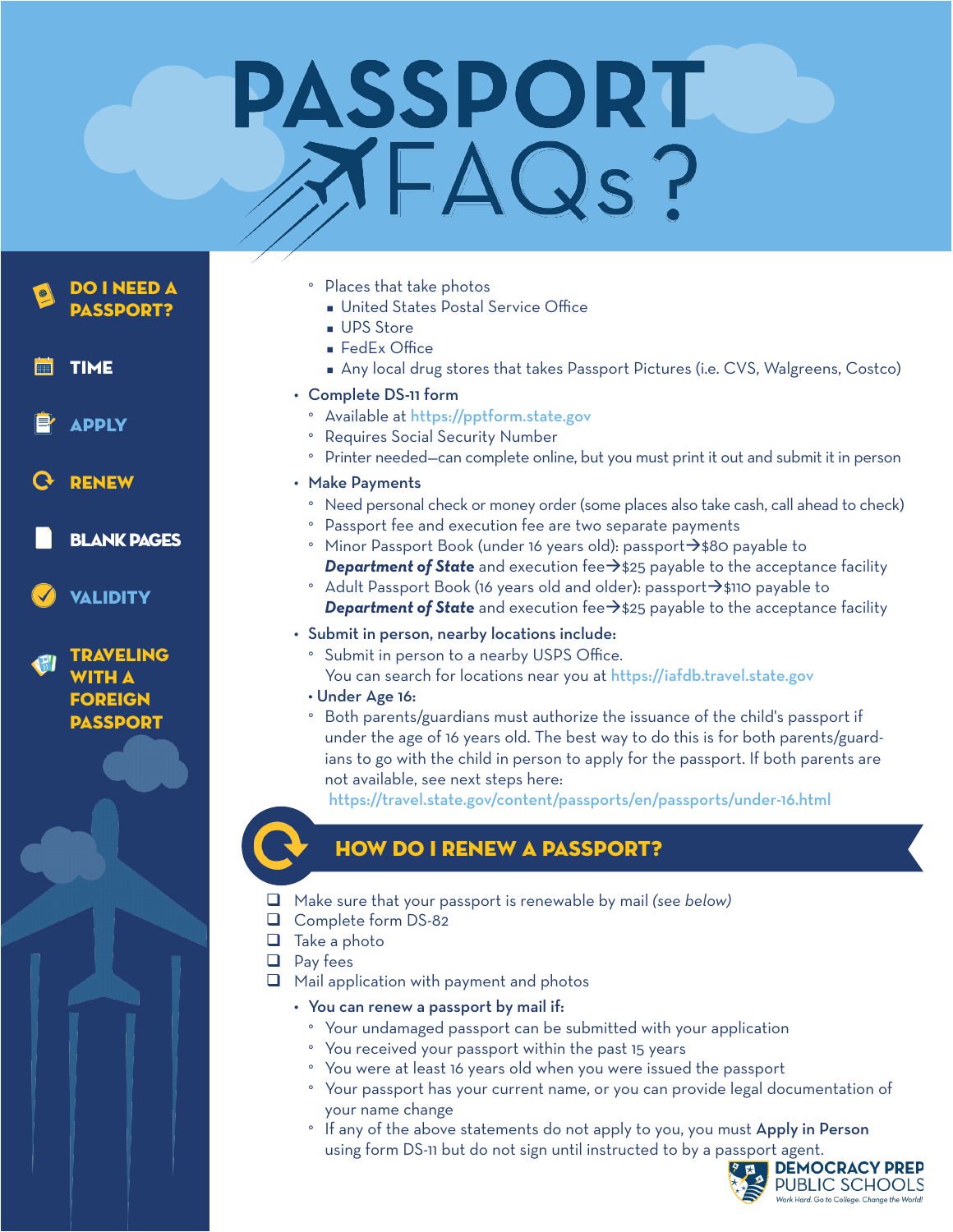# PASSPORT FAQs?

- DO I NEED A PASSPORT?
- TIME
- APPLY
- RENEW
- BLANK PAGES
- VALIDITY
- TRAVELING WITH A FOREIGN PASSPORT

- Places that take photos
  - United States Postal Service Office
  - UPS Store
  - FedEx Office
  - Any local drug stores that takes Passport Pictures (i.e. CVS, Walgreens, Costco)

- Complete DS-11 form
  - Available at https://pptform.state.gov
  - Requires Social Security Number
  - Printer needed—can complete online, but you must print it out and submit it in person
- Make Payments
  - Need personal check or money order (some places also take cash, call ahead to check)
  - Passport fee and execution fee are two separate payments
  - Minor Passport Book (under 16 years old): passport→$80 payable to ***Department of State*** and execution fee→$25 payable to the acceptance facility
  - Adult Passport Book (16 years old and older): passport→$110 payable to ***Department of State*** and execution fee→$25 payable to the acceptance facility
- Submit in person, nearby locations include:
  - Submit in person to a nearby USPS Office. You can search for locations near you at https://iafdb.travel.state.gov
- Under Age 16:
  - Both parents/guardians must authorize the issuance of the child's passport if under the age of 16 years old. The best way to do this is for both parents/guardians to go with the child in person to apply for the passport. If both parents are not available, see next steps here: https://travel.state.gov/content/passports/en/passports/under-16.html

## HOW DO I RENEW A PASSPORT?

- ❑ Make sure that your passport is renewable by mail *(see below)*
- ❑ Complete form DS-82
- ❑ Take a photo
- ❑ Pay fees
- ❑ Mail application with payment and photos

- You can renew a passport by mail if:
  - Your undamaged passport can be submitted with your application
  - You received your passport within the past 15 years
  - You were at least 16 years old when you were issued the passport
  - Your passport has your current name, or you can provide legal documentation of your name change
  - If any of the above statements do not apply to you, you must **Apply in Person** using form DS-11 but do not sign until instructed to by a passport agent.

DEMOCRACY PREP PUBLIC SCHOOLS
*Work Hard. Go to College. Change the World!*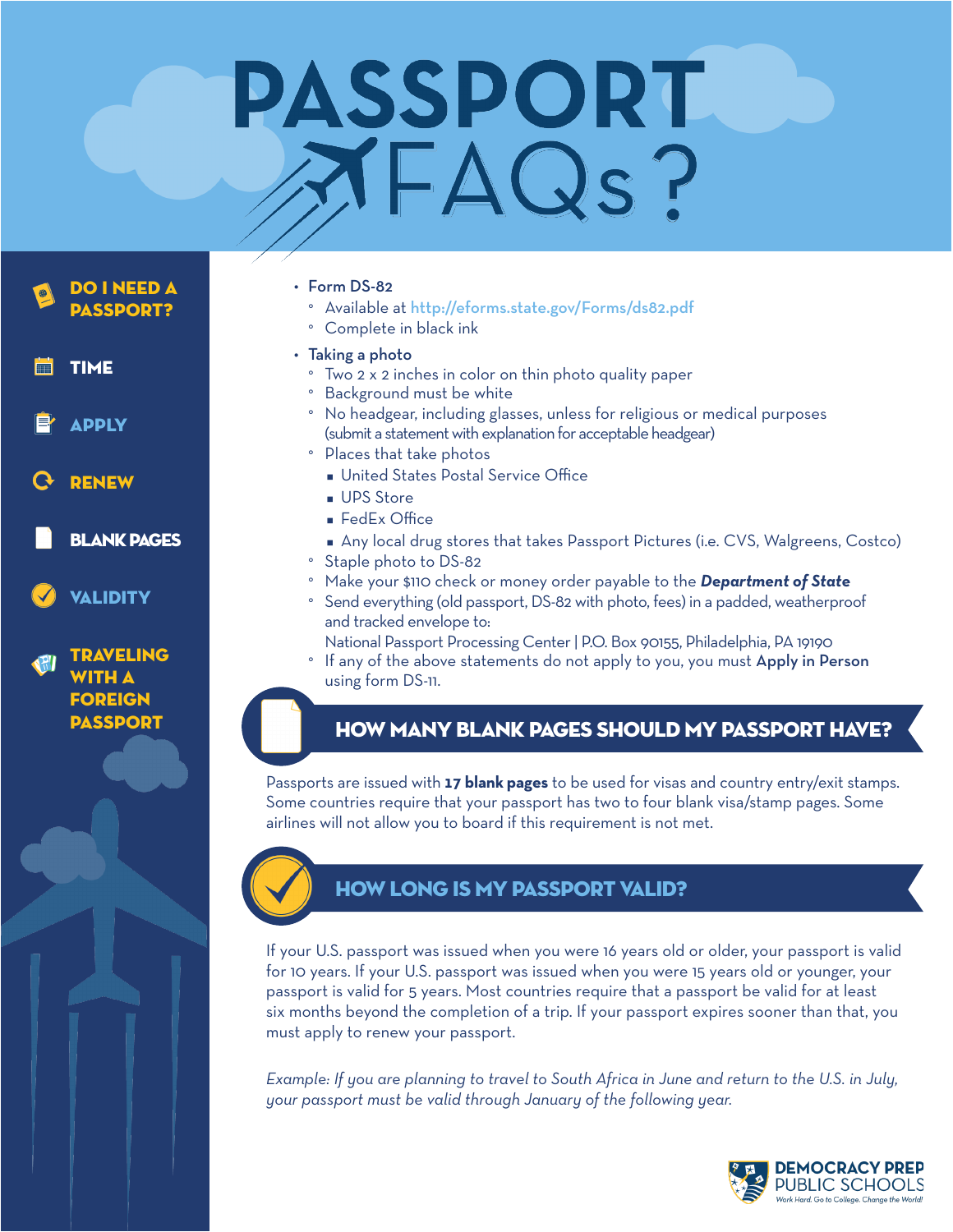# PASSPORT FAQs?

- DO I NEED A PASSPORT?
- TIME
- APPLY
- RENEW
- BLANK PAGES
- VALIDITY
- TRAVELING WITH A FOREIGN PASSPORT

- Form DS-82
  - Available at http://eforms.state.gov/Forms/ds82.pdf
  - Complete in black ink
- Taking a photo
  - Two 2 x 2 inches in color on thin photo quality paper
  - Background must be white
  - No headgear, including glasses, unless for religious or medical purposes (submit a statement with explanation for acceptable headgear)
  - Places that take photos
    - United States Postal Service Office
    - UPS Store
    - FedEx Office
    - Any local drug stores that takes Passport Pictures (i.e. CVS, Walgreens, Costco)
  - Staple photo to DS-82
  - Make your $110 check or money order payable to the ***Department of State***
  - Send everything (old passport, DS-82 with photo, fees) in a padded, weatherproof and tracked envelope to:
    National Passport Processing Center | P.O. Box 90155, Philadelphia, PA 19190
  - If any of the above statements do not apply to you, you must **Apply in Person** using form DS-11.

## HOW MANY BLANK PAGES SHOULD MY PASSPORT HAVE?

Passports are issued with **17 blank pages** to be used for visas and country entry/exit stamps. Some countries require that your passport has two to four blank visa/stamp pages. Some airlines will not allow you to board if this requirement is not met.

## HOW LONG IS MY PASSPORT VALID?

If your U.S. passport was issued when you were 16 years old or older, your passport is valid for 10 years. If your U.S. passport was issued when you were 15 years old or younger, your passport is valid for 5 years. Most countries require that a passport be valid for at least six months beyond the completion of a trip. If your passport expires sooner than that, you must apply to renew your passport.

*Example: If you are planning to travel to South Africa in June and return to the U.S. in July, your passport must be valid through January of the following year.*

DEMOCRACY PREP PUBLIC SCHOOLS
*Work Hard. Go to College. Change the World!*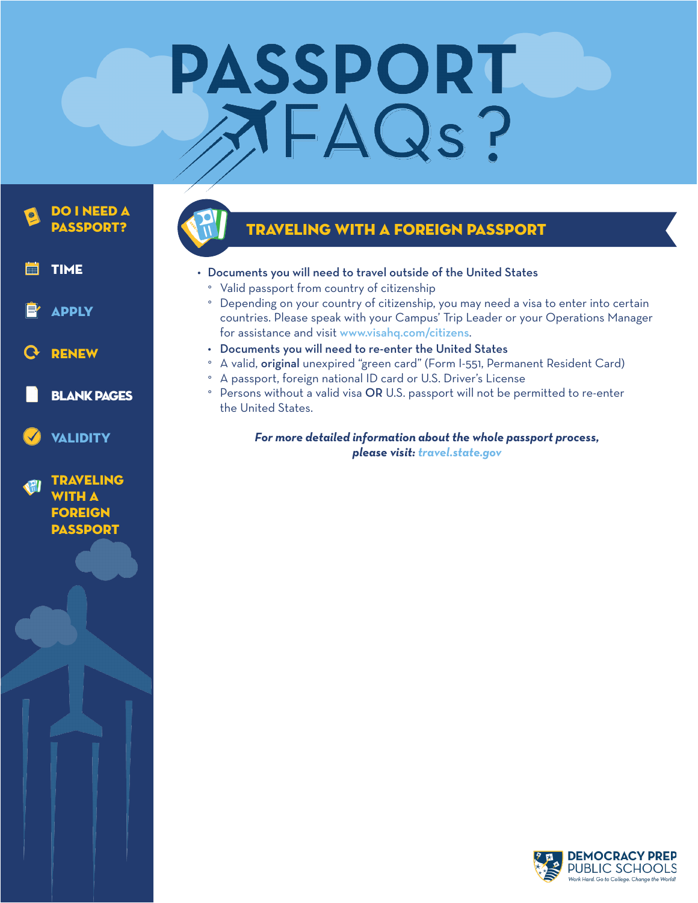# PASSPORT FAQs?

- DO I NEED A PASSPORT?
- TIME
- APPLY
- RENEW
- BLANK PAGES
- VALIDITY
- TRAVELING WITH A FOREIGN PASSPORT

## TRAVELING WITH A FOREIGN PASSPORT

- Documents you will need to travel outside of the United States
  - Valid passport from country of citizenship
  - Depending on your country of citizenship, you may need a visa to enter into certain countries. Please speak with your Campus' Trip Leader or your Operations Manager for assistance and visit www.visahq.com/citizens.
- Documents you will need to re-enter the United States
  - A valid, **original** unexpired "green card" (Form I-551, Permanent Resident Card)
  - A passport, foreign national ID card or U.S. Driver's License
  - Persons without a valid visa **OR** U.S. passport will not be permitted to re-enter the United States.

***For more detailed information about the whole passport process, please visit: travel.state.gov***

DEMOCRACY PREP PUBLIC SCHOOLS
*Work Hard. Go to College. Change the World!*